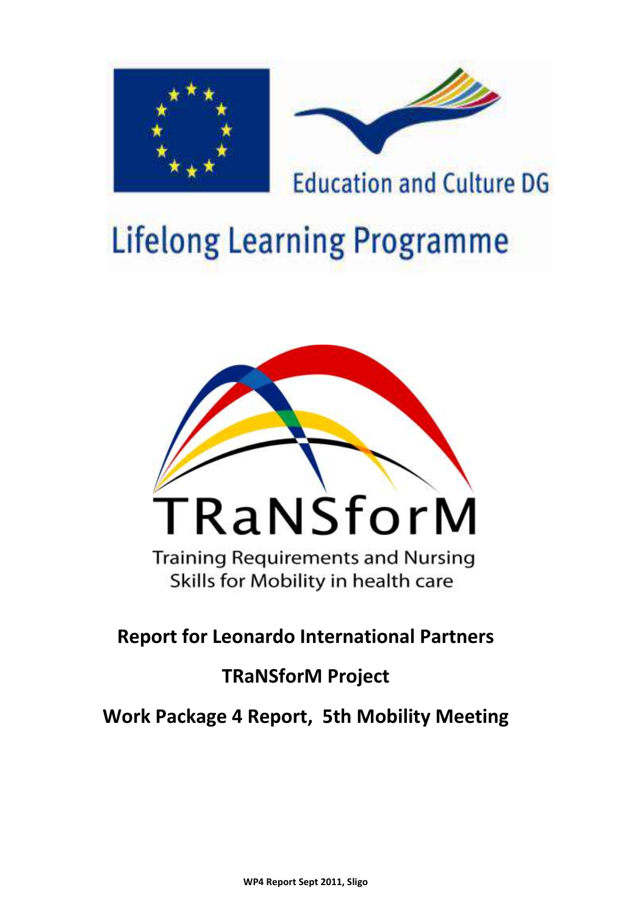Education and Culture DG

# Lifelong Learning Programme

TRaNSforM

Training Requirements and Nursing Skills for Mobility in health care

**Report for Leonardo International Partners**

**TRaNSforM Project**

**Work Package 4 Report, 5th Mobility Meeting**

**WP4 Report Sept 2011, Sligo**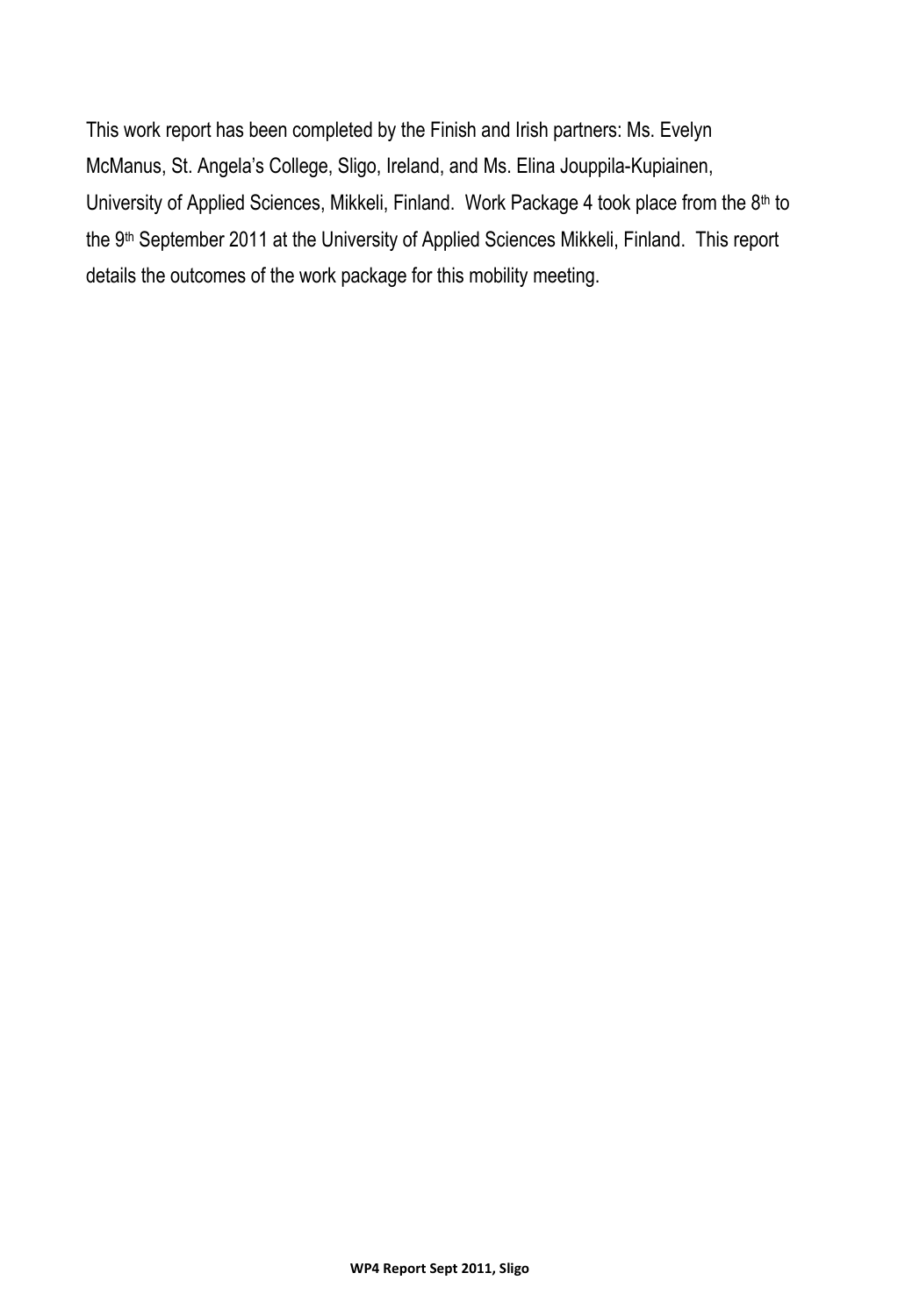This work report has been completed by the Finish and Irish partners: Ms. Evelyn McManus, St. Angela's College, Sligo, Ireland, and Ms. Elina Jouppila-Kupiainen, University of Applied Sciences, Mikkeli, Finland. Work Package 4 took place from the 8th to the 9th September 2011 at the University of Applied Sciences Mikkeli, Finland. This report details the outcomes of the work package for this mobility meeting.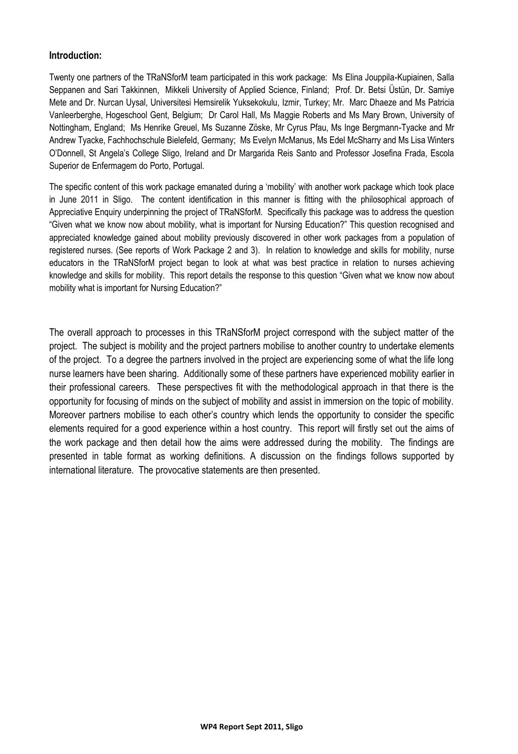### Introduction:

Twenty one partners of the TRaNSforM team participated in this work package: Ms Elina Jouppila-Kupiainen, Salla Seppanen and Sari Takkinnen, Mikkeli University of Applied Science, Finland; Prof. Dr. Betsi Üstün, Dr. Samiye Mete and Dr. Nurcan Uysal, Universitesi Hemsirelik Yuksekokulu, Izmir, Turkey; Mr. Marc Dhaeze and Ms Patricia Vanleerberghe, Hogeschool Gent, Belgium; Dr Carol Hall, Ms Maggie Roberts and Ms Mary Brown, University of Nottingham, England; Ms Henrike Greuel, Ms Suzanne Zöske, Mr Cyrus Pfau, Ms Inge Bergmann-Tyacke and Mr Andrew Tyacke, Fachhochschule Bielefeld, Germany; Ms Evelyn McManus, Ms Edel McSharry and Ms Lisa Winters O'Donnell, St Angela's College Sligo, Ireland and Dr Margarida Reis Santo and Professor Josefina Frada, Escola Superior de Enfermagem do Porto, Portugal.

The specific content of this work package emanated during a 'mobility' with another work package which took place in June 2011 in Sligo. The content identification in this manner is fitting with the philosophical approach of Appreciative Enquiry underpinning the project of TRaNSforM. Specifically this package was to address the question "Given what we know now about mobility, what is important for Nursing Education?" This question recognised and appreciated knowledge gained about mobility previously discovered in other work packages from a population of registered nurses. (See reports of Work Package 2 and 3). In relation to knowledge and skills for mobility, nurse educators in the TRaNSforM project began to look at what was best practice in relation to nurses achieving knowledge and skills for mobility. This report details the response to this question "Given what we know now about mobility what is important for Nursing Education?"

The overall approach to processes in this TRaNSforM project correspond with the subject matter of the project. The subject is mobility and the project partners mobilise to another country to undertake elements of the project. To a degree the partners involved in the project are experiencing some of what the life long nurse learners have been sharing. Additionally some of these partners have experienced mobility earlier in their professional careers. These perspectives fit with the methodological approach in that there is the opportunity for focusing of minds on the subject of mobility and assist in immersion on the topic of mobility. Moreover partners mobilise to each other's country which lends the opportunity to consider the specific elements required for a good experience within a host country. This report will firstly set out the aims of the work package and then detail how the aims were addressed during the mobility. The findings are presented in table format as working definitions. A discussion on the findings follows supported by international literature. The provocative statements are then presented.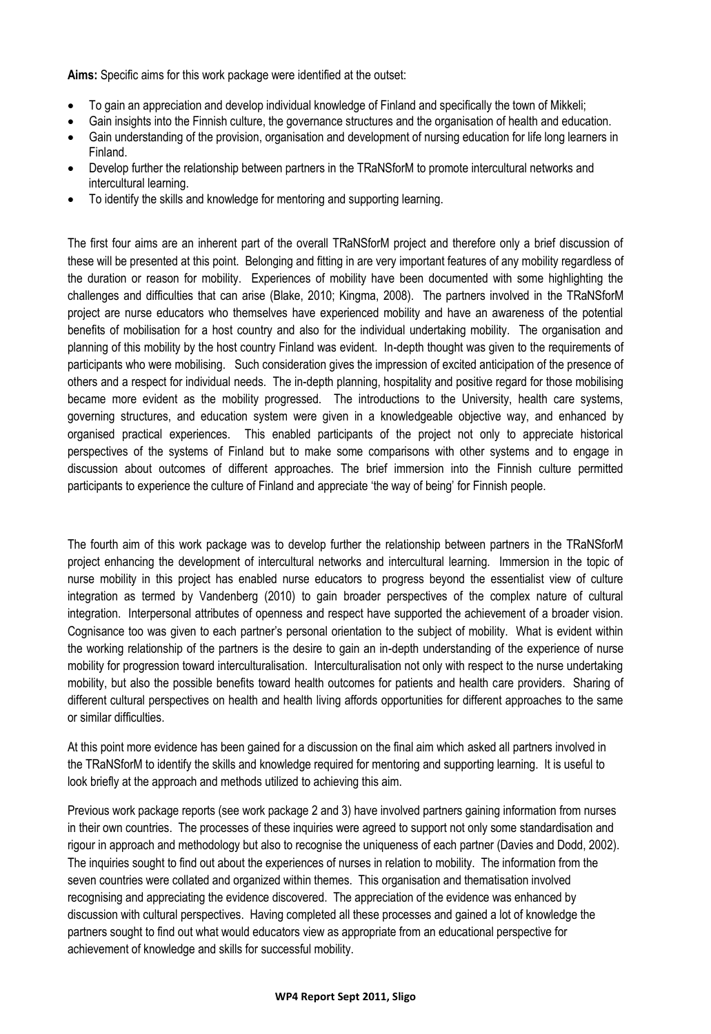**Aims:** Specific aims for this work package were identified at the outset:

- To gain an appreciation and develop individual knowledge of Finland and specifically the town of Mikkeli;
- Gain insights into the Finnish culture, the governance structures and the organisation of health and education.
- Gain understanding of the provision, organisation and development of nursing education for life long learners in Finland.
- Develop further the relationship between partners in the TRaNSforM to promote intercultural networks and intercultural learning.
- To identify the skills and knowledge for mentoring and supporting learning.

The first four aims are an inherent part of the overall TRaNSforM project and therefore only a brief discussion of these will be presented at this point. Belonging and fitting in are very important features of any mobility regardless of the duration or reason for mobility. Experiences of mobility have been documented with some highlighting the challenges and difficulties that can arise (Blake, 2010; Kingma, 2008). The partners involved in the TRaNSforM project are nurse educators who themselves have experienced mobility and have an awareness of the potential benefits of mobilisation for a host country and also for the individual undertaking mobility. The organisation and planning of this mobility by the host country Finland was evident. In-depth thought was given to the requirements of participants who were mobilising. Such consideration gives the impression of excited anticipation of the presence of others and a respect for individual needs. The in-depth planning, hospitality and positive regard for those mobilising became more evident as the mobility progressed. The introductions to the University, health care systems, governing structures, and education system were given in a knowledgeable objective way, and enhanced by organised practical experiences. This enabled participants of the project not only to appreciate historical perspectives of the systems of Finland but to make some comparisons with other systems and to engage in discussion about outcomes of different approaches. The brief immersion into the Finnish culture permitted participants to experience the culture of Finland and appreciate 'the way of being' for Finnish people.

The fourth aim of this work package was to develop further the relationship between partners in the TRaNSforM project enhancing the development of intercultural networks and intercultural learning. Immersion in the topic of nurse mobility in this project has enabled nurse educators to progress beyond the essentialist view of culture integration as termed by Vandenberg (2010) to gain broader perspectives of the complex nature of cultural integration. Interpersonal attributes of openness and respect have supported the achievement of a broader vision. Cognisance too was given to each partner's personal orientation to the subject of mobility. What is evident within the working relationship of the partners is the desire to gain an in-depth understanding of the experience of nurse mobility for progression toward interculturalisation. Interculturalisation not only with respect to the nurse undertaking mobility, but also the possible benefits toward health outcomes for patients and health care providers. Sharing of different cultural perspectives on health and health living affords opportunities for different approaches to the same or similar difficulties.

At this point more evidence has been gained for a discussion on the final aim which asked all partners involved in the TRaNSforM to identify the skills and knowledge required for mentoring and supporting learning. It is useful to look briefly at the approach and methods utilized to achieving this aim.

Previous work package reports (see work package 2 and 3) have involved partners gaining information from nurses in their own countries. The processes of these inquiries were agreed to support not only some standardisation and rigour in approach and methodology but also to recognise the uniqueness of each partner (Davies and Dodd, 2002). The inquiries sought to find out about the experiences of nurses in relation to mobility. The information from the seven countries were collated and organized within themes. This organisation and thematisation involved recognising and appreciating the evidence discovered. The appreciation of the evidence was enhanced by discussion with cultural perspectives. Having completed all these processes and gained a lot of knowledge the partners sought to find out what would educators view as appropriate from an educational perspective for achievement of knowledge and skills for successful mobility.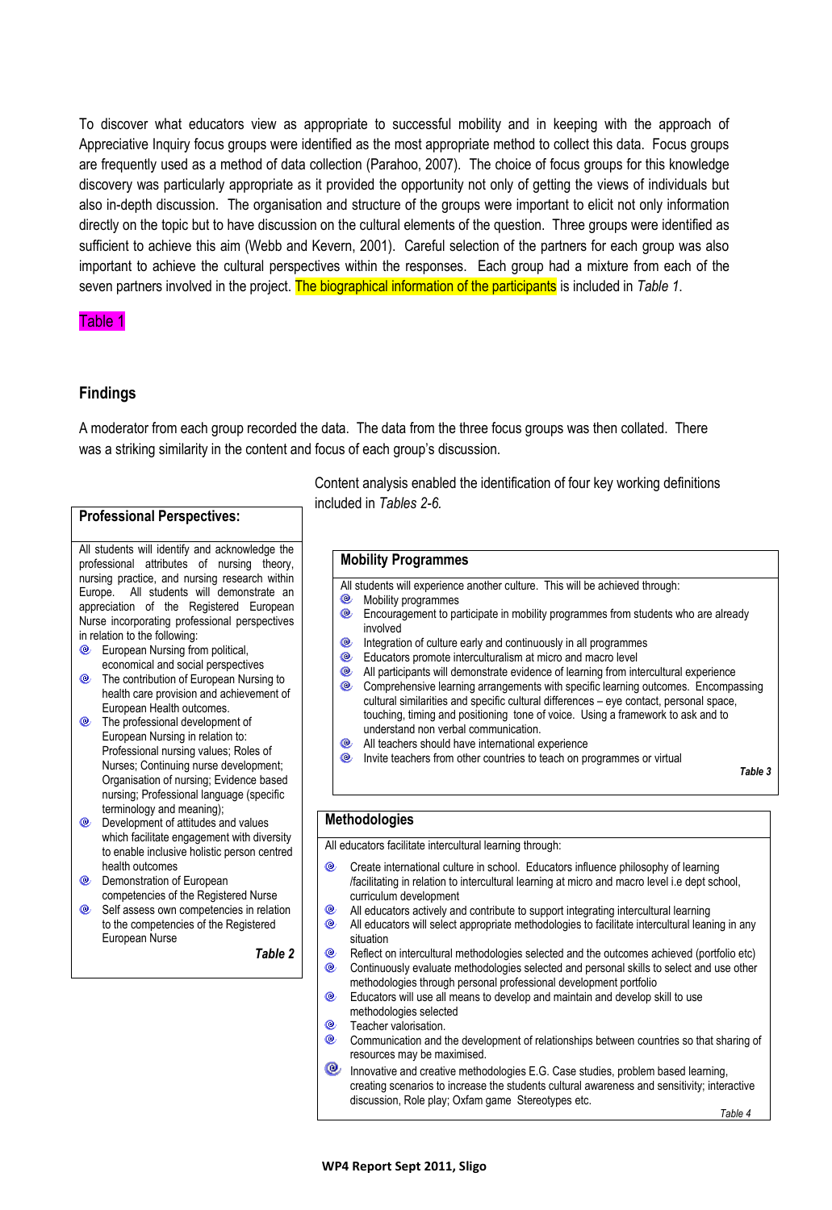To discover what educators view as appropriate to successful mobility and in keeping with the approach of Appreciative Inquiry focus groups were identified as the most appropriate method to collect this data. Focus groups are frequently used as a method of data collection (Parahoo, 2007). The choice of focus groups for this knowledge discovery was particularly appropriate as it provided the opportunity not only of getting the views of individuals but also in-depth discussion. The organisation and structure of the groups were important to elicit not only information directly on the topic but to have discussion on the cultural elements of the question. Three groups were identified as sufficient to achieve this aim (Webb and Kevern, 2001). Careful selection of the partners for each group was also important to achieve the cultural perspectives within the responses. Each group had a mixture from each of the seven partners involved in the project. The biographical information of the participants is included in *Table 1*.

Table 1

## Findings

A moderator from each group recorded the data. The data from the three focus groups was then collated. There was a striking similarity in the content and focus of each group's discussion.

Content analysis enabled the identification of four key working definitions included in *Tables 2-6*.

### Professional Perspectives:

All students will identify and acknowledge the professional attributes of nursing theory, nursing practice, and nursing research within Europe. All students will demonstrate an appreciation of the Registered European Nurse incorporating professional perspectives in relation to the following:

- European Nursing from political, economical and social perspectives
- The contribution of European Nursing to health care provision and achievement of European Health outcomes.
- The professional development of European Nursing in relation to: Professional nursing values; Roles of Nurses; Continuing nurse development; Organisation of nursing; Evidence based nursing; Professional language (specific terminology and meaning);
- Development of attitudes and values which facilitate engagement with diversity to enable inclusive holistic person centred health outcomes
- Demonstration of European competencies of the Registered Nurse
- Self assess own competencies in relation to the competencies of the Registered European Nurse

***Table 2***

### Mobility Programmes

All students will experience another culture. This will be achieved through:

- Mobility programmes
- Encouragement to participate in mobility programmes from students who are already involved
- Integration of culture early and continuously in all programmes
- Educators promote interculturalism at micro and macro level
- All participants will demonstrate evidence of learning from intercultural experience
- Comprehensive learning arrangements with specific learning outcomes. Encompassing cultural similarities and specific cultural differences – eye contact, personal space, touching, timing and positioning tone of voice. Using a framework to ask and to understand non verbal communication.
- All teachers should have international experience
- Invite teachers from other countries to teach on programmes or virtual

***Table 3***

### Methodologies

All educators facilitate intercultural learning through:

- Create international culture in school. Educators influence philosophy of learning /facilitating in relation to intercultural learning at micro and macro level i.e dept school, curriculum development
- All educators actively and contribute to support integrating intercultural learning
- All educators will select appropriate methodologies to facilitate intercultural leaning in any situation
- Reflect on intercultural methodologies selected and the outcomes achieved (portfolio etc)
- Continuously evaluate methodologies selected and personal skills to select and use other methodologies through personal professional development portfolio
- Educators will use all means to develop and maintain and develop skill to use methodologies selected
- Teacher valorisation.
- Communication and the development of relationships between countries so that sharing of resources may be maximised.
- Innovative and creative methodologies E.G. Case studies, problem based learning, creating scenarios to increase the students cultural awareness and sensitivity; interactive discussion, Role play; Oxfam game Stereotypes etc.

*Table 4*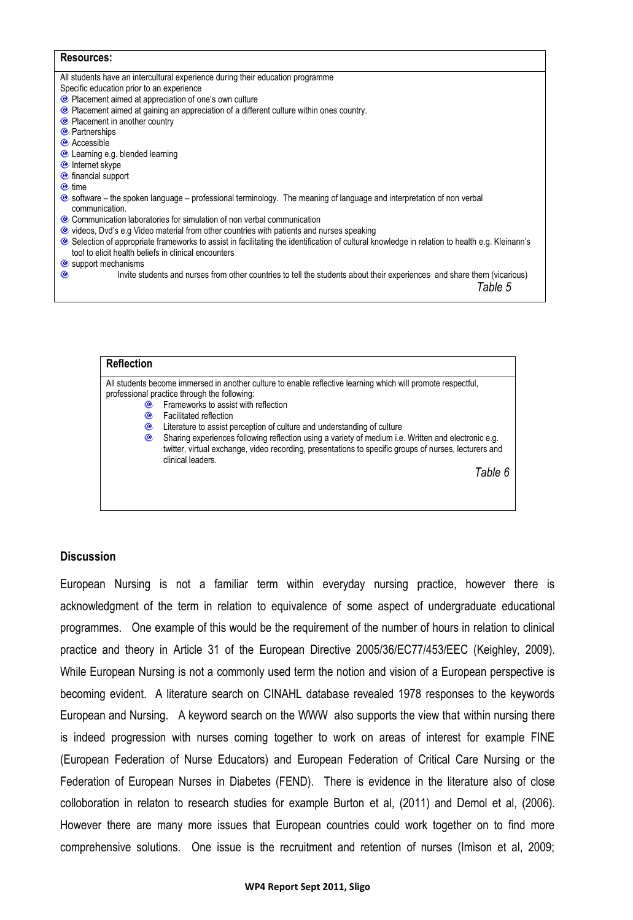**Resources:**

All students have an intercultural experience during their education programme

Specific education prior to an experience

- Placement aimed at appreciation of one's own culture
- Placement aimed at gaining an appreciation of a different culture within ones country.
- Placement in another country
- Partnerships
- Accessible
- Learning e.g. blended learning
- Internet skype
- financial support
- time
- software – the spoken language – professional terminology. The meaning of language and interpretation of non verbal communication.
- Communication laboratories for simulation of non verbal communication
- videos, Dvd's e.g Video material from other countries with patients and nurses speaking
- Selection of appropriate frameworks to assist in facilitating the identification of cultural knowledge in relation to health e.g. Kleinann's tool to elicit health beliefs in clinical encounters
- support mechanisms
- Invite students and nurses from other countries to tell the students about their experiences and share them (vicarious)

*Table 5*

**Reflection**

All students become immersed in another culture to enable reflective learning which will promote respectful, professional practice through the following:

- Frameworks to assist with reflection
- Facilitated reflection
- Literature to assist perception of culture and understanding of culture
- Sharing experiences following reflection using a variety of medium i.e. Written and electronic e.g. twitter, virtual exchange, video recording, presentations to specific groups of nurses, lecturers and clinical leaders.

*Table 6*

## Discussion

European Nursing is not a familiar term within everyday nursing practice, however there is acknowledgment of the term in relation to equivalence of some aspect of undergraduate educational programmes. One example of this would be the requirement of the number of hours in relation to clinical practice and theory in Article 31 of the European Directive 2005/36/EC77/453/EEC (Keighley, 2009). While European Nursing is not a commonly used term the notion and vision of a European perspective is becoming evident. A literature search on CINAHL database revealed 1978 responses to the keywords European and Nursing. A keyword search on the WWW also supports the view that within nursing there is indeed progression with nurses coming together to work on areas of interest for example FINE (European Federation of Nurse Educators) and European Federation of Critical Care Nursing or the Federation of European Nurses in Diabetes (FEND). There is evidence in the literature also of close colloboration in relaton to research studies for example Burton et al, (2011) and Demol et al, (2006). However there are many more issues that European countries could work together on to find more comprehensive solutions. One issue is the recruitment and retention of nurses (Imison et al, 2009;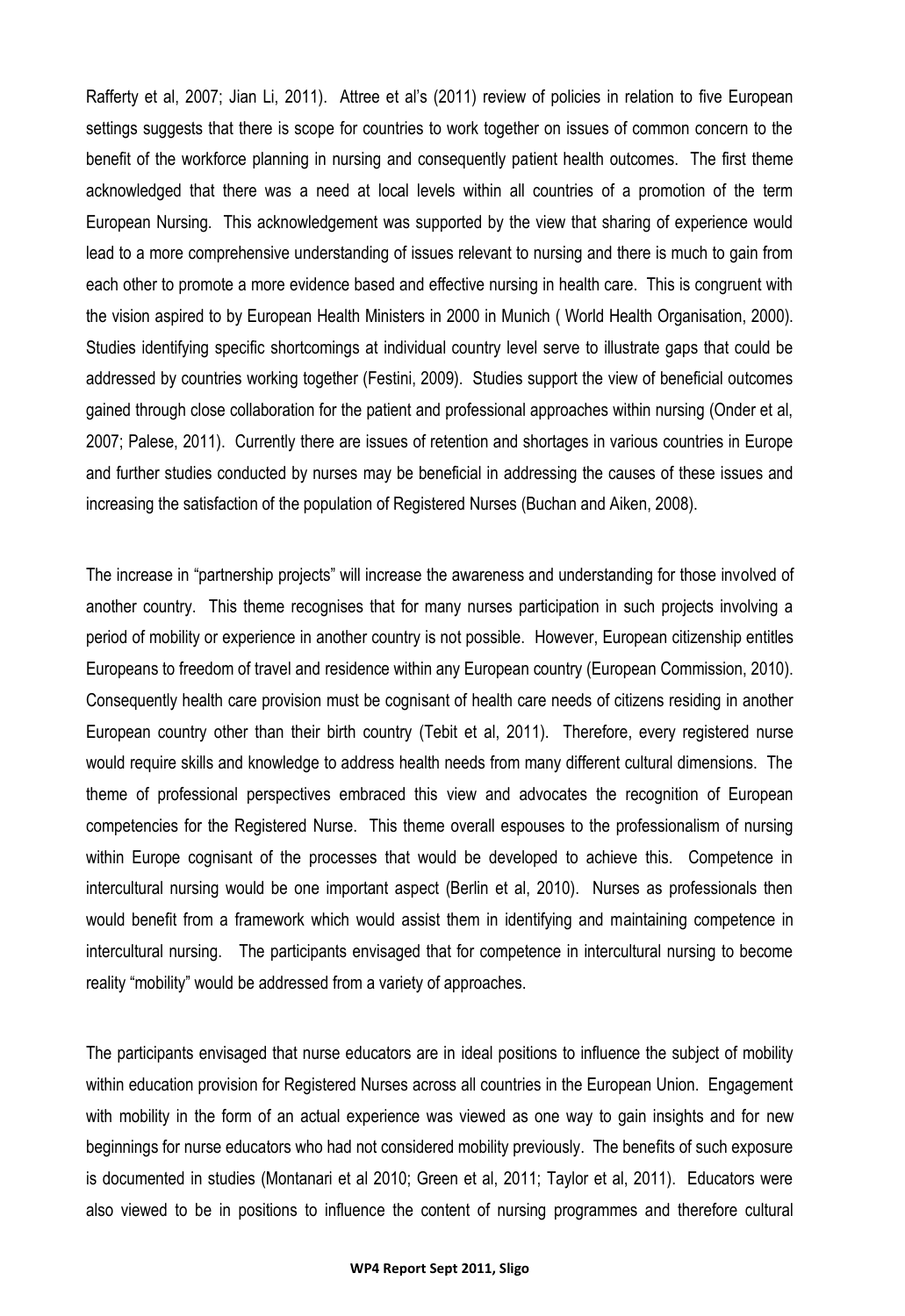Rafferty et al, 2007; Jian Li, 2011). Attree et al's (2011) review of policies in relation to five European settings suggests that there is scope for countries to work together on issues of common concern to the benefit of the workforce planning in nursing and consequently patient health outcomes. The first theme acknowledged that there was a need at local levels within all countries of a promotion of the term European Nursing. This acknowledgement was supported by the view that sharing of experience would lead to a more comprehensive understanding of issues relevant to nursing and there is much to gain from each other to promote a more evidence based and effective nursing in health care. This is congruent with the vision aspired to by European Health Ministers in 2000 in Munich ( World Health Organisation, 2000). Studies identifying specific shortcomings at individual country level serve to illustrate gaps that could be addressed by countries working together (Festini, 2009). Studies support the view of beneficial outcomes gained through close collaboration for the patient and professional approaches within nursing (Onder et al, 2007; Palese, 2011). Currently there are issues of retention and shortages in various countries in Europe and further studies conducted by nurses may be beneficial in addressing the causes of these issues and increasing the satisfaction of the population of Registered Nurses (Buchan and Aiken, 2008).

The increase in "partnership projects" will increase the awareness and understanding for those involved of another country. This theme recognises that for many nurses participation in such projects involving a period of mobility or experience in another country is not possible. However, European citizenship entitles Europeans to freedom of travel and residence within any European country (European Commission, 2010). Consequently health care provision must be cognisant of health care needs of citizens residing in another European country other than their birth country (Tebit et al, 2011). Therefore, every registered nurse would require skills and knowledge to address health needs from many different cultural dimensions. The theme of professional perspectives embraced this view and advocates the recognition of European competencies for the Registered Nurse. This theme overall espouses to the professionalism of nursing within Europe cognisant of the processes that would be developed to achieve this. Competence in intercultural nursing would be one important aspect (Berlin et al, 2010). Nurses as professionals then would benefit from a framework which would assist them in identifying and maintaining competence in intercultural nursing. The participants envisaged that for competence in intercultural nursing to become reality "mobility" would be addressed from a variety of approaches.

The participants envisaged that nurse educators are in ideal positions to influence the subject of mobility within education provision for Registered Nurses across all countries in the European Union. Engagement with mobility in the form of an actual experience was viewed as one way to gain insights and for new beginnings for nurse educators who had not considered mobility previously. The benefits of such exposure is documented in studies (Montanari et al 2010; Green et al, 2011; Taylor et al, 2011). Educators were also viewed to be in positions to influence the content of nursing programmes and therefore cultural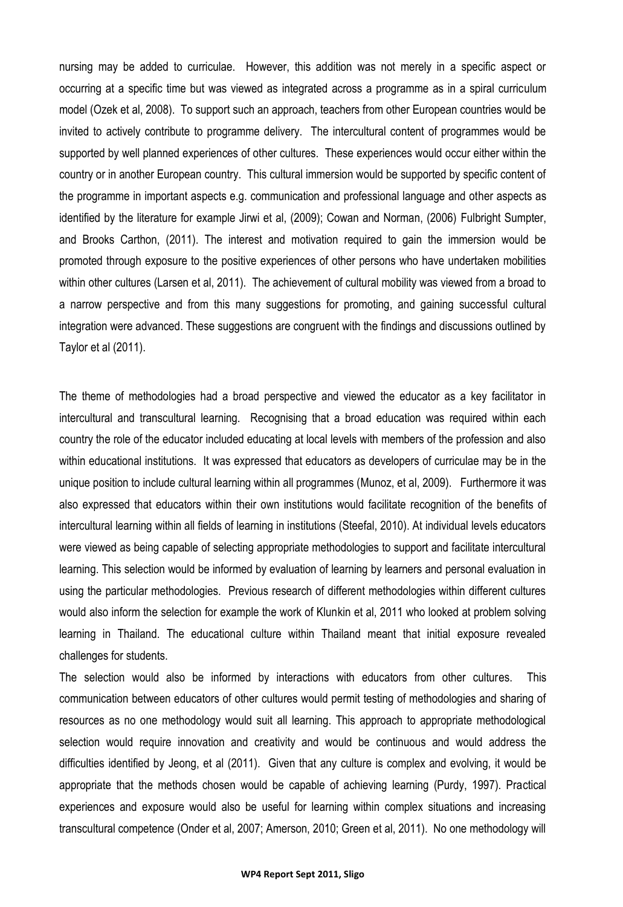nursing may be added to curriculae. However, this addition was not merely in a specific aspect or occurring at a specific time but was viewed as integrated across a programme as in a spiral curriculum model (Ozek et al, 2008). To support such an approach, teachers from other European countries would be invited to actively contribute to programme delivery. The intercultural content of programmes would be supported by well planned experiences of other cultures. These experiences would occur either within the country or in another European country. This cultural immersion would be supported by specific content of the programme in important aspects e.g. communication and professional language and other aspects as identified by the literature for example Jirwi et al, (2009); Cowan and Norman, (2006) Fulbright Sumpter, and Brooks Carthon, (2011). The interest and motivation required to gain the immersion would be promoted through exposure to the positive experiences of other persons who have undertaken mobilities within other cultures (Larsen et al, 2011). The achievement of cultural mobility was viewed from a broad to a narrow perspective and from this many suggestions for promoting, and gaining successful cultural integration were advanced. These suggestions are congruent with the findings and discussions outlined by Taylor et al (2011).

The theme of methodologies had a broad perspective and viewed the educator as a key facilitator in intercultural and transcultural learning. Recognising that a broad education was required within each country the role of the educator included educating at local levels with members of the profession and also within educational institutions. It was expressed that educators as developers of curriculae may be in the unique position to include cultural learning within all programmes (Munoz, et al, 2009). Furthermore it was also expressed that educators within their own institutions would facilitate recognition of the benefits of intercultural learning within all fields of learning in institutions (Steefal, 2010). At individual levels educators were viewed as being capable of selecting appropriate methodologies to support and facilitate intercultural learning. This selection would be informed by evaluation of learning by learners and personal evaluation in using the particular methodologies. Previous research of different methodologies within different cultures would also inform the selection for example the work of Klunkin et al, 2011 who looked at problem solving learning in Thailand. The educational culture within Thailand meant that initial exposure revealed challenges for students.

The selection would also be informed by interactions with educators from other cultures. This communication between educators of other cultures would permit testing of methodologies and sharing of resources as no one methodology would suit all learning. This approach to appropriate methodological selection would require innovation and creativity and would be continuous and would address the difficulties identified by Jeong, et al (2011). Given that any culture is complex and evolving, it would be appropriate that the methods chosen would be capable of achieving learning (Purdy, 1997). Practical experiences and exposure would also be useful for learning within complex situations and increasing transcultural competence (Onder et al, 2007; Amerson, 2010; Green et al, 2011). No one methodology will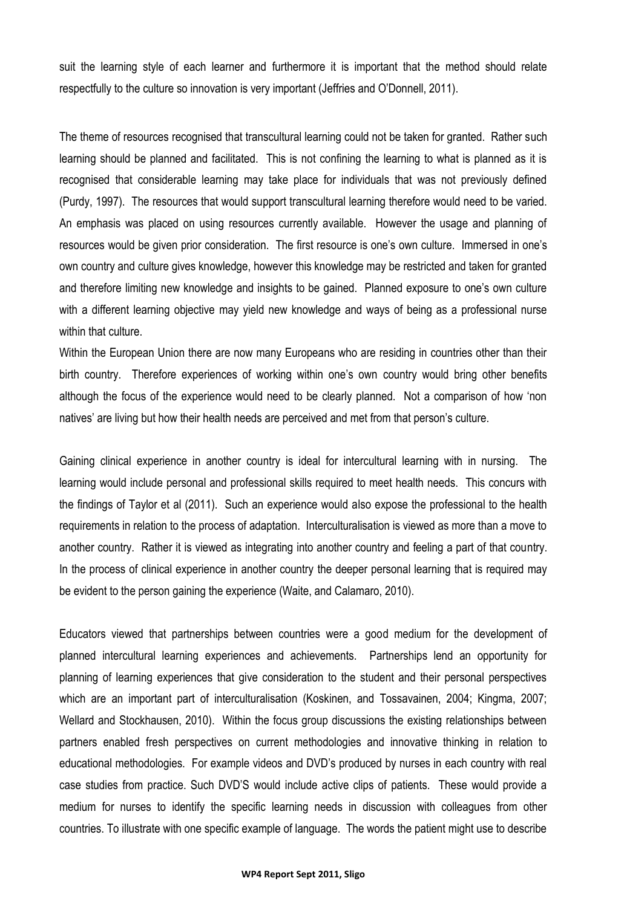suit the learning style of each learner and furthermore it is important that the method should relate respectfully to the culture so innovation is very important (Jeffries and O'Donnell, 2011).

The theme of resources recognised that transcultural learning could not be taken for granted. Rather such learning should be planned and facilitated. This is not confining the learning to what is planned as it is recognised that considerable learning may take place for individuals that was not previously defined (Purdy, 1997). The resources that would support transcultural learning therefore would need to be varied. An emphasis was placed on using resources currently available. However the usage and planning of resources would be given prior consideration. The first resource is one's own culture. Immersed in one's own country and culture gives knowledge, however this knowledge may be restricted and taken for granted and therefore limiting new knowledge and insights to be gained. Planned exposure to one's own culture with a different learning objective may yield new knowledge and ways of being as a professional nurse within that culture.

Within the European Union there are now many Europeans who are residing in countries other than their birth country. Therefore experiences of working within one's own country would bring other benefits although the focus of the experience would need to be clearly planned. Not a comparison of how 'non natives' are living but how their health needs are perceived and met from that person's culture.

Gaining clinical experience in another country is ideal for intercultural learning with in nursing. The learning would include personal and professional skills required to meet health needs. This concurs with the findings of Taylor et al (2011). Such an experience would also expose the professional to the health requirements in relation to the process of adaptation. Interculturalisation is viewed as more than a move to another country. Rather it is viewed as integrating into another country and feeling a part of that country. In the process of clinical experience in another country the deeper personal learning that is required may be evident to the person gaining the experience (Waite, and Calamaro, 2010).

Educators viewed that partnerships between countries were a good medium for the development of planned intercultural learning experiences and achievements. Partnerships lend an opportunity for planning of learning experiences that give consideration to the student and their personal perspectives which are an important part of interculturalisation (Koskinen, and Tossavainen, 2004; Kingma, 2007; Wellard and Stockhausen, 2010). Within the focus group discussions the existing relationships between partners enabled fresh perspectives on current methodologies and innovative thinking in relation to educational methodologies. For example videos and DVD's produced by nurses in each country with real case studies from practice. Such DVD'S would include active clips of patients. These would provide a medium for nurses to identify the specific learning needs in discussion with colleagues from other countries. To illustrate with one specific example of language. The words the patient might use to describe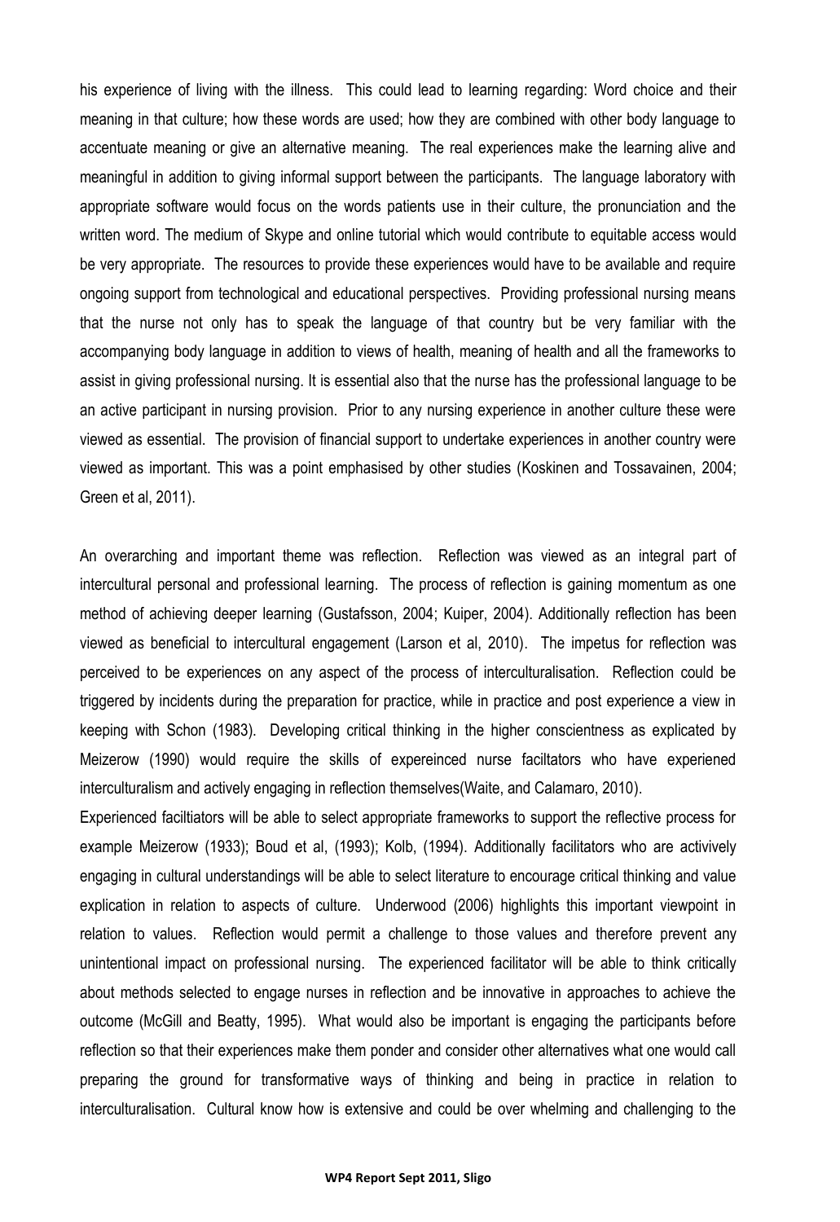his experience of living with the illness. This could lead to learning regarding: Word choice and their meaning in that culture; how these words are used; how they are combined with other body language to accentuate meaning or give an alternative meaning. The real experiences make the learning alive and meaningful in addition to giving informal support between the participants. The language laboratory with appropriate software would focus on the words patients use in their culture, the pronunciation and the written word. The medium of Skype and online tutorial which would contribute to equitable access would be very appropriate. The resources to provide these experiences would have to be available and require ongoing support from technological and educational perspectives. Providing professional nursing means that the nurse not only has to speak the language of that country but be very familiar with the accompanying body language in addition to views of health, meaning of health and all the frameworks to assist in giving professional nursing. It is essential also that the nurse has the professional language to be an active participant in nursing provision. Prior to any nursing experience in another culture these were viewed as essential. The provision of financial support to undertake experiences in another country were viewed as important. This was a point emphasised by other studies (Koskinen and Tossavainen, 2004; Green et al, 2011).

An overarching and important theme was reflection. Reflection was viewed as an integral part of intercultural personal and professional learning. The process of reflection is gaining momentum as one method of achieving deeper learning (Gustafsson, 2004; Kuiper, 2004). Additionally reflection has been viewed as beneficial to intercultural engagement (Larson et al, 2010). The impetus for reflection was perceived to be experiences on any aspect of the process of interculturalisation. Reflection could be triggered by incidents during the preparation for practice, while in practice and post experience a view in keeping with Schon (1983). Developing critical thinking in the higher conscientness as explicated by Meizerow (1990) would require the skills of expereinced nurse faciltators who have experiened interculturalism and actively engaging in reflection themselves(Waite, and Calamaro, 2010).

Experienced facilitiators will be able to select appropriate frameworks to support the reflective process for example Meizerow (1933); Boud et al, (1993); Kolb, (1994). Additionally facilitators who are activively engaging in cultural understandings will be able to select literature to encourage critical thinking and value explication in relation to aspects of culture. Underwood (2006) highlights this important viewpoint in relation to values. Reflection would permit a challenge to those values and therefore prevent any unintentional impact on professional nursing. The experienced facilitator will be able to think critically about methods selected to engage nurses in reflection and be innovative in approaches to achieve the outcome (McGill and Beatty, 1995). What would also be important is engaging the participants before reflection so that their experiences make them ponder and consider other alternatives what one would call preparing the ground for transformative ways of thinking and being in practice in relation to interculturalisation. Cultural know how is extensive and could be over whelming and challenging to the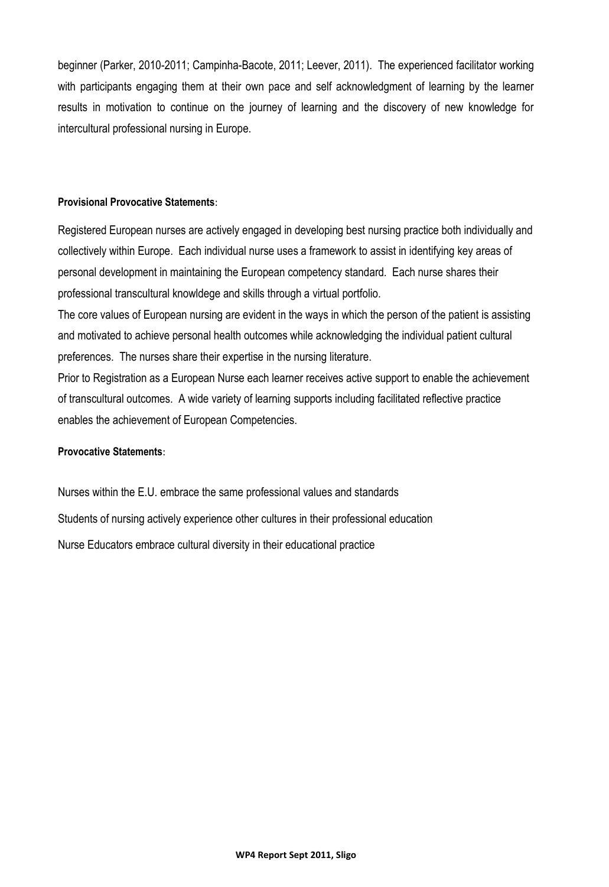beginner (Parker, 2010-2011; Campinha-Bacote, 2011; Leever, 2011). The experienced facilitator working with participants engaging them at their own pace and self acknowledgment of learning by the learner results in motivation to continue on the journey of learning and the discovery of new knowledge for intercultural professional nursing in Europe.

**Provisional Provocative Statements**:

Registered European nurses are actively engaged in developing best nursing practice both individually and collectively within Europe. Each individual nurse uses a framework to assist in identifying key areas of personal development in maintaining the European competency standard. Each nurse shares their professional transcultural knowldege and skills through a virtual portfolio.

The core values of European nursing are evident in the ways in which the person of the patient is assisting and motivated to achieve personal health outcomes while acknowledging the individual patient cultural preferences. The nurses share their expertise in the nursing literature.

Prior to Registration as a European Nurse each learner receives active support to enable the achievement of transcultural outcomes. A wide variety of learning supports including facilitated reflective practice enables the achievement of European Competencies.

**Provocative Statements**:

Nurses within the E.U. embrace the same professional values and standards

Students of nursing actively experience other cultures in their professional education

Nurse Educators embrace cultural diversity in their educational practice